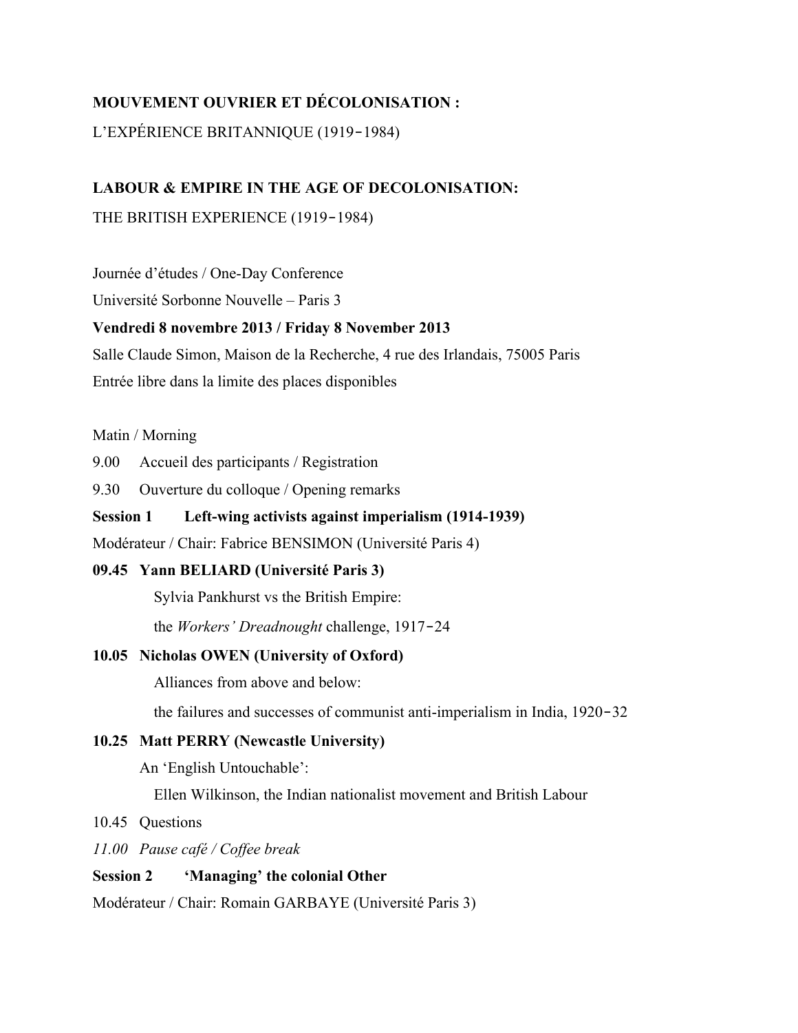**MOUVEMENT OUVRIER ET DÉCOLONISATION :**

L'EXPÉRIENCE BRITANNIQUE (1919‑1984)

**LABOUR & EMPIRE IN THE AGE OF DECOLONISATION:**

THE BRITISH EXPERIENCE (1919‑1984)

Journée d'études / One-Day Conference

Université Sorbonne Nouvelle – Paris 3

**Vendredi 8 novembre 2013 / Friday 8 November 2013**

Salle Claude Simon, Maison de la Recherche, 4 rue des Irlandais, 75005 Paris

Entrée libre dans la limite des places disponibles

Matin / Morning

9.00 Accueil des participants / Registration

9.30 Ouverture du colloque / Opening remarks

**Session 1 Left-wing activists against imperialism (1914-1939)**

Modérateur / Chair: Fabrice BENSIMON (Université Paris 4)

**09.45 Yann BELIARD (Université Paris 3)**

Sylvia Pankhurst vs the British Empire:

the *Workers' Dreadnought* challenge, 1917‑24

**10.05 Nicholas OWEN (University of Oxford)**

Alliances from above and below:

the failures and successes of communist anti-imperialism in India, 1920‑32

**10.25 Matt PERRY (Newcastle University)**

An 'English Untouchable':

Ellen Wilkinson, the Indian nationalist movement and British Labour

10.45 Questions

*11.00 Pause café / Coffee break*

**Session 2 'Managing' the colonial Other**

Modérateur / Chair: Romain GARBAYE (Université Paris 3)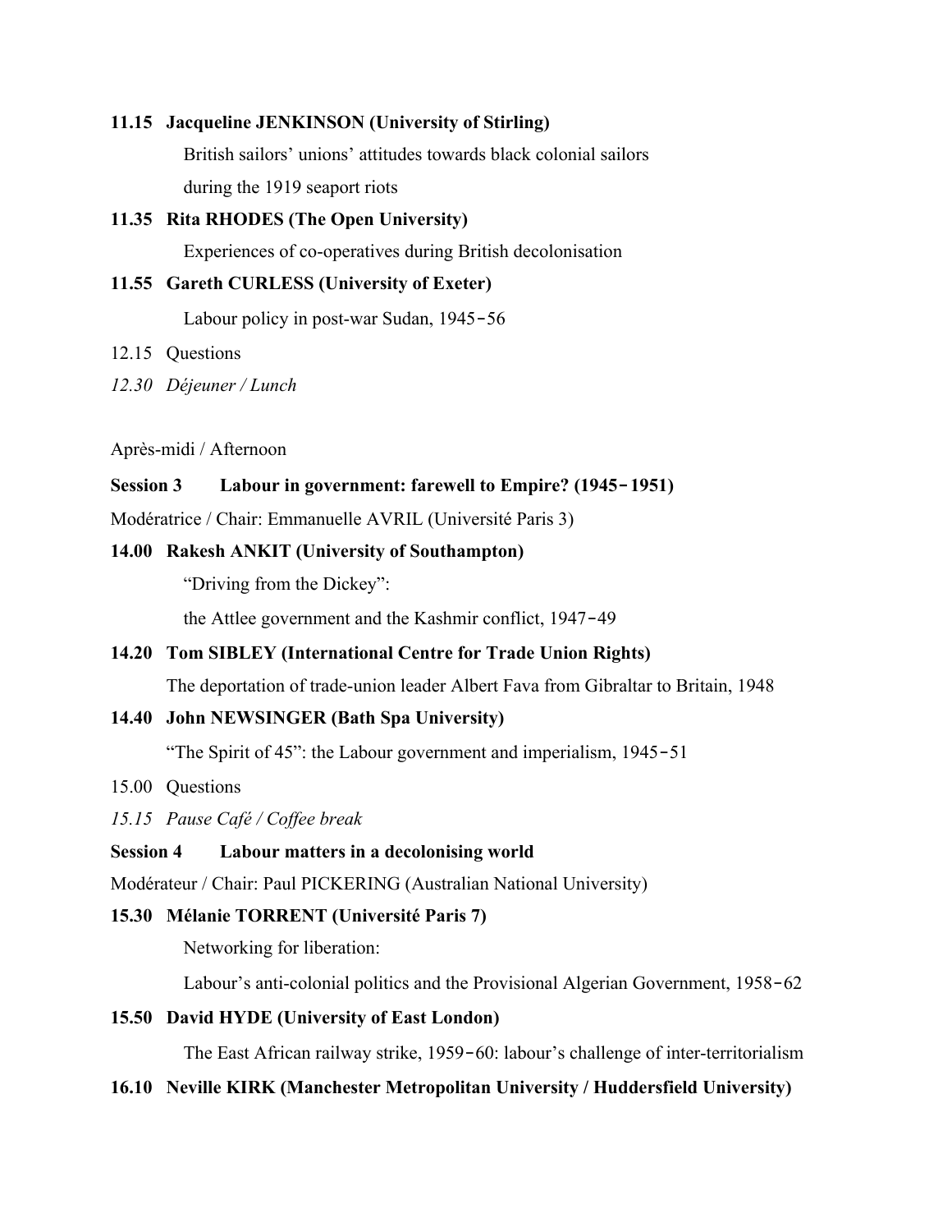**11.15 Jacqueline JENKINSON (University of Stirling)**

British sailors' unions' attitudes towards black colonial sailors during the 1919 seaport riots

**11.35 Rita RHODES (The Open University)**

Experiences of co-operatives during British decolonisation

**11.55 Gareth CURLESS (University of Exeter)**

Labour policy in post-war Sudan, 1945‑56

12.15 Questions

*12.30 Déjeuner / Lunch*

Après-midi / Afternoon

**Session 3 Labour in government: farewell to Empire? (1945‑1951)**

Modératrice / Chair: Emmanuelle AVRIL (Université Paris 3)

**14.00 Rakesh ANKIT (University of Southampton)**

"Driving from the Dickey":

the Attlee government and the Kashmir conflict, 1947‑49

**14.20 Tom SIBLEY (International Centre for Trade Union Rights)**

The deportation of trade-union leader Albert Fava from Gibraltar to Britain, 1948

**14.40 John NEWSINGER (Bath Spa University)**

"The Spirit of 45": the Labour government and imperialism, 1945‑51

15.00 Questions

*15.15 Pause Café / Coffee break*

**Session 4 Labour matters in a decolonising world**

Modérateur / Chair: Paul PICKERING (Australian National University)

**15.30 Mélanie TORRENT (Université Paris 7)**

Networking for liberation:

Labour's anti-colonial politics and the Provisional Algerian Government, 1958‑62

**15.50 David HYDE (University of East London)**

The East African railway strike, 1959‑60: labour's challenge of inter-territorialism

**16.10 Neville KIRK (Manchester Metropolitan University / Huddersfield University)**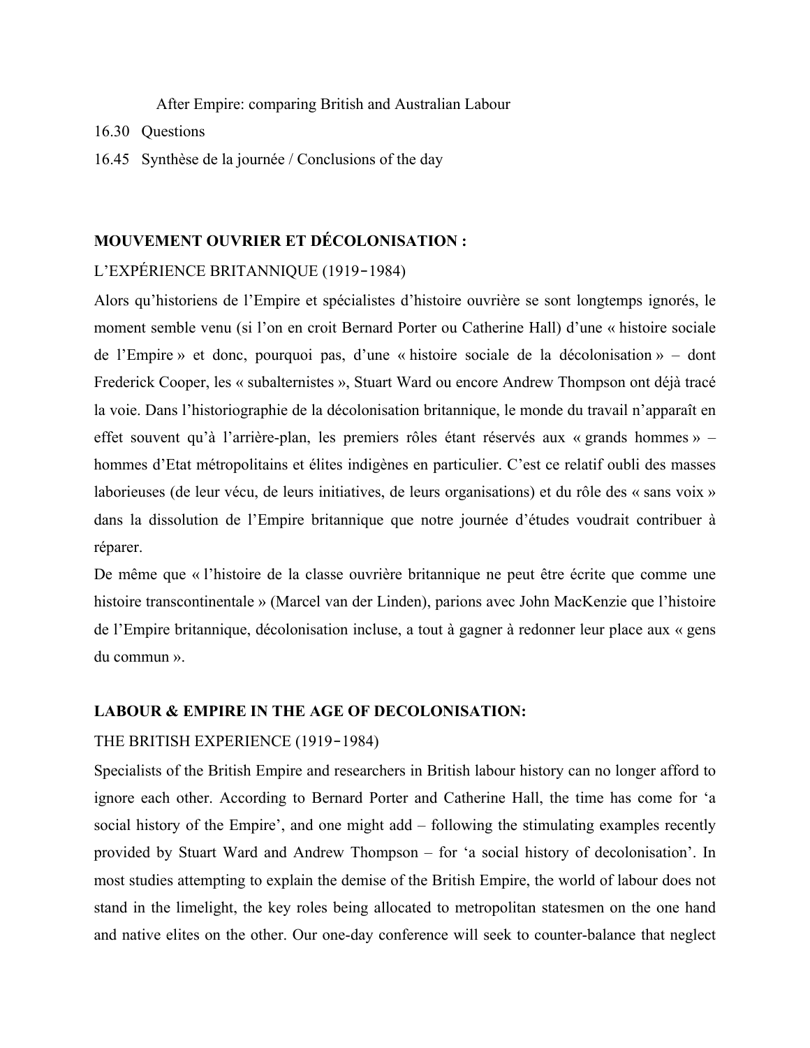After Empire: comparing British and Australian Labour

16.30 Questions

16.45 Synthèse de la journée / Conclusions of the day

**MOUVEMENT OUVRIER ET DÉCOLONISATION :**

L'EXPÉRIENCE BRITANNIQUE (1919–1984)

Alors qu'historiens de l'Empire et spécialistes d'histoire ouvrière se sont longtemps ignorés, le moment semble venu (si l'on en croit Bernard Porter ou Catherine Hall) d'une « histoire sociale de l'Empire » et donc, pourquoi pas, d'une « histoire sociale de la décolonisation » – dont Frederick Cooper, les « subalternistes », Stuart Ward ou encore Andrew Thompson ont déjà tracé la voie. Dans l'historiographie de la décolonisation britannique, le monde du travail n'apparaît en effet souvent qu'à l'arrière-plan, les premiers rôles étant réservés aux « grands hommes » – hommes d'Etat métropolitains et élites indigènes en particulier. C'est ce relatif oubli des masses laborieuses (de leur vécu, de leurs initiatives, de leurs organisations) et du rôle des « sans voix » dans la dissolution de l'Empire britannique que notre journée d'études voudrait contribuer à réparer.

De même que « l'histoire de la classe ouvrière britannique ne peut être écrite que comme une histoire transcontinentale » (Marcel van der Linden), parions avec John MacKenzie que l'histoire de l'Empire britannique, décolonisation incluse, a tout à gagner à redonner leur place aux « gens du commun ».

**LABOUR & EMPIRE IN THE AGE OF DECOLONISATION:**

THE BRITISH EXPERIENCE (1919–1984)

Specialists of the British Empire and researchers in British labour history can no longer afford to ignore each other. According to Bernard Porter and Catherine Hall, the time has come for 'a social history of the Empire', and one might add – following the stimulating examples recently provided by Stuart Ward and Andrew Thompson – for 'a social history of decolonisation'. In most studies attempting to explain the demise of the British Empire, the world of labour does not stand in the limelight, the key roles being allocated to metropolitan statesmen on the one hand and native elites on the other. Our one-day conference will seek to counter-balance that neglect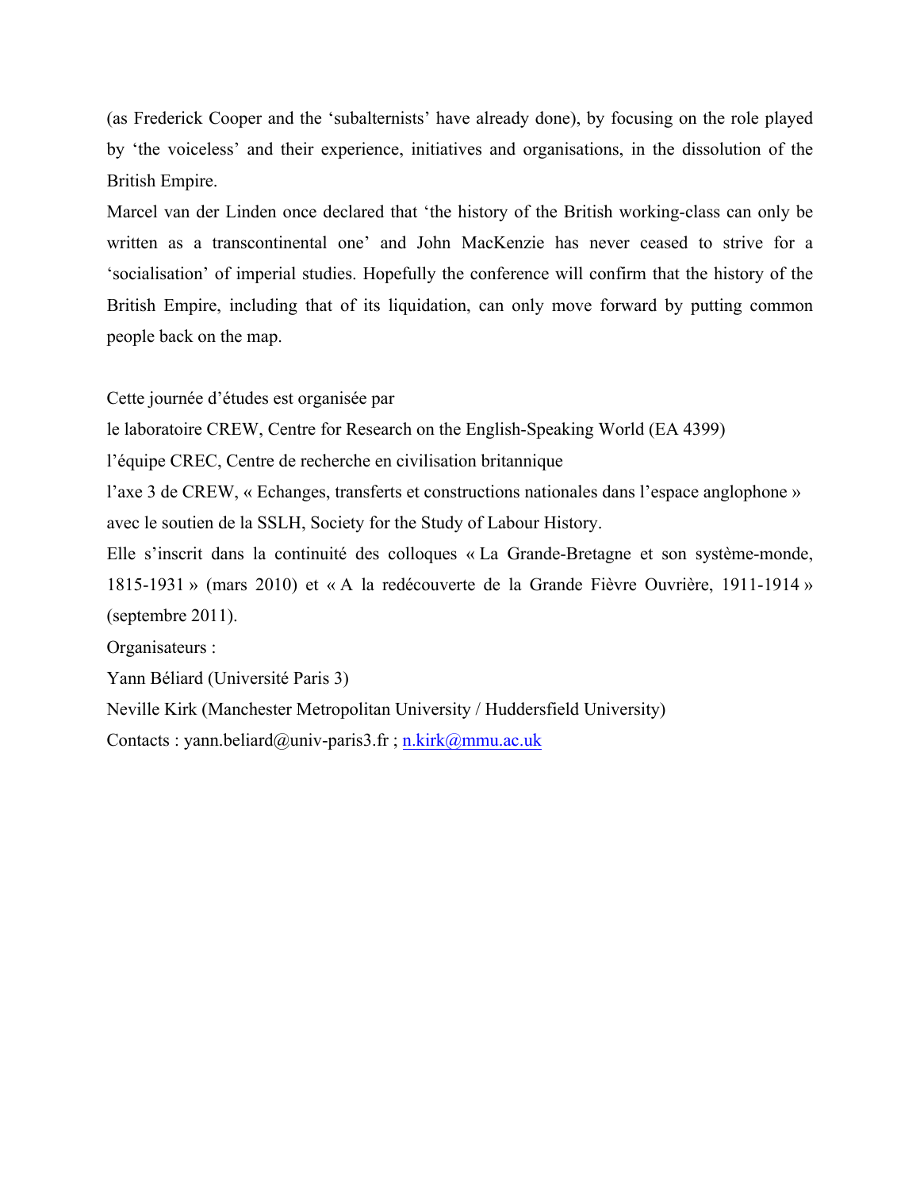(as Frederick Cooper and the 'subalternists' have already done), by focusing on the role played by 'the voiceless' and their experience, initiatives and organisations, in the dissolution of the British Empire.

Marcel van der Linden once declared that 'the history of the British working-class can only be written as a transcontinental one' and John MacKenzie has never ceased to strive for a 'socialisation' of imperial studies. Hopefully the conference will confirm that the history of the British Empire, including that of its liquidation, can only move forward by putting common people back on the map.

Cette journée d'études est organisée par

le laboratoire CREW, Centre for Research on the English-Speaking World (EA 4399)

l'équipe CREC, Centre de recherche en civilisation britannique

l'axe 3 de CREW, « Echanges, transferts et constructions nationales dans l'espace anglophone »

avec le soutien de la SSLH, Society for the Study of Labour History.

Elle s'inscrit dans la continuité des colloques « La Grande-Bretagne et son système-monde, 1815-1931 » (mars 2010) et « A la redécouverte de la Grande Fièvre Ouvrière, 1911-1914 » (septembre 2011).

Organisateurs :

Yann Béliard (Université Paris 3)

Neville Kirk (Manchester Metropolitan University / Huddersfield University)

Contacts : yann.beliard@univ-paris3.fr ; n.kirk@mmu.ac.uk